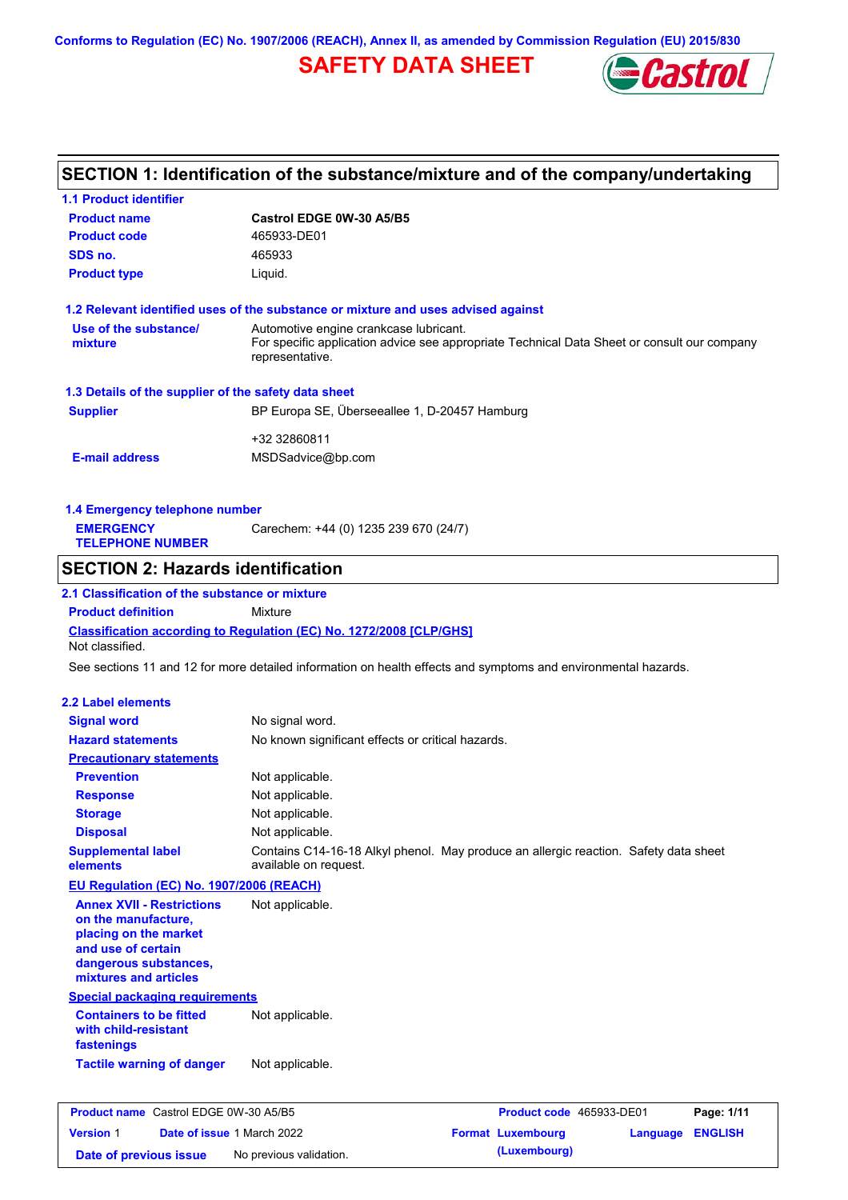Conforms to Regulation (EC) No. 1907/2006 (REACH), Annex II, as amended by Commission Regulation (EU) 2015/830

# SAFETY DATA SHEET

## SECTION 1: Identification of the substance/mixture and of the company/undertaking

### 1.1 Product identifier

| | |
|---|---|
| **Product name** | **Castrol EDGE 0W-30 A5/B5** |
| **Product code** | 465933-DE01 |
| **SDS no.** | 465933 |
| **Product type** | Liquid. |

### 1.2 Relevant identified uses of the substance or mixture and uses advised against

| | |
|---|---|
| **Use of the substance/ mixture** | Automotive engine crankcase lubricant. For specific application advice see appropriate Technical Data Sheet or consult our company representative. |

### 1.3 Details of the supplier of the safety data sheet

| | |
|---|---|
| **Supplier** | BP Europa SE, Überseeallee 1, D-20457 Hamburg |
| | +32 32860811 |
| **E-mail address** | MSDSadvice@bp.com |

### 1.4 Emergency telephone number

| | |
|---|---|
| **EMERGENCY TELEPHONE NUMBER** | Carechem: +44 (0) 1235 239 670 (24/7) |

## SECTION 2: Hazards identification

### 2.1 Classification of the substance or mixture

**Product definition** Mixture

**Classification according to Regulation (EC) No. 1272/2008 [CLP/GHS]**

Not classified.

See sections 11 and 12 for more detailed information on health effects and symptoms and environmental hazards.

### 2.2 Label elements

| | |
|---|---|
| **Signal word** | No signal word. |
| **Hazard statements** | No known significant effects or critical hazards. |
| **Precautionary statements** | |
| **Prevention** | Not applicable. |
| **Response** | Not applicable. |
| **Storage** | Not applicable. |
| **Disposal** | Not applicable. |
| **Supplemental label elements** | Contains C14-16-18 Alkyl phenol. May produce an allergic reaction. Safety data sheet available on request. |

**EU Regulation (EC) No. 1907/2006 (REACH)**

| | |
|---|---|
| **Annex XVII - Restrictions on the manufacture, placing on the market and use of certain dangerous substances, mixtures and articles** | Not applicable. |

**Special packaging requirements**

| | |
|---|---|
| **Containers to be fitted with child-resistant fastenings** | Not applicable. |
| **Tactile warning of danger** | Not applicable. |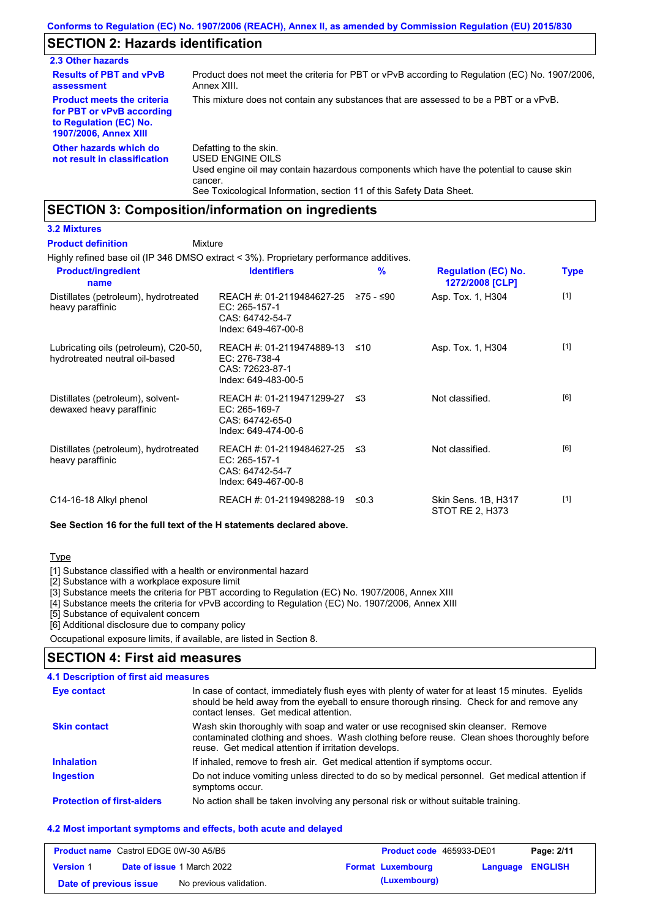## SECTION 2: Hazards identification

### 2.3 Other hazards

**Results of PBT and vPvB assessment**: Product does not meet the criteria for PBT or vPvB according to Regulation (EC) No. 1907/2006, Annex XIII.

**Product meets the criteria for PBT or vPvB according to Regulation (EC) No. 1907/2006, Annex XIII**: This mixture does not contain any substances that are assessed to be a PBT or a vPvB.

**Other hazards which do not result in classification**: Defatting to the skin.
USED ENGINE OILS
Used engine oil may contain hazardous components which have the potential to cause skin cancer.
See Toxicological Information, section 11 of this Safety Data Sheet.

## SECTION 3: Composition/information on ingredients

### 3.2 Mixtures

**Product definition**: Mixture

Highly refined base oil (IP 346 DMSO extract < 3%). Proprietary performance additives.

| Product/ingredient name | Identifiers | % | Regulation (EC) No. 1272/2008 [CLP] | Type |
|---|---|---|---|---|
| Distillates (petroleum), hydrotreated heavy paraffinic | REACH #: 01-2119484627-25<br>EC: 265-157-1<br>CAS: 64742-54-7<br>Index: 649-467-00-8 | ≥75 - ≤90 | Asp. Tox. 1, H304 | [1] |
| Lubricating oils (petroleum), C20-50, hydrotreated neutral oil-based | REACH #: 01-2119474889-13<br>EC: 276-738-4<br>CAS: 72623-87-1<br>Index: 649-483-00-5 | ≤10 | Asp. Tox. 1, H304 | [1] |
| Distillates (petroleum), solvent-dewaxed heavy paraffinic | REACH #: 01-2119471299-27<br>EC: 265-169-7<br>CAS: 64742-65-0<br>Index: 649-474-00-6 | ≤3 | Not classified. | [6] |
| Distillates (petroleum), hydrotreated heavy paraffinic | REACH #: 01-2119484627-25<br>EC: 265-157-1<br>CAS: 64742-54-7<br>Index: 649-467-00-8 | ≤3 | Not classified. | [6] |
| C14-16-18 Alkyl phenol | REACH #: 01-2119498288-19 | ≤0.3 | Skin Sens. 1B, H317<br>STOT RE 2, H373 | [1] |

**See Section 16 for the full text of the H statements declared above.**

Type

[1] Substance classified with a health or environmental hazard
[2] Substance with a workplace exposure limit
[3] Substance meets the criteria for PBT according to Regulation (EC) No. 1907/2006, Annex XIII
[4] Substance meets the criteria for vPvB according to Regulation (EC) No. 1907/2006, Annex XIII
[5] Substance of equivalent concern
[6] Additional disclosure due to company policy

Occupational exposure limits, if available, are listed in Section 8.

## SECTION 4: First aid measures

### 4.1 Description of first aid measures

**Eye contact**: In case of contact, immediately flush eyes with plenty of water for at least 15 minutes. Eyelids should be held away from the eyeball to ensure thorough rinsing. Check for and remove any contact lenses. Get medical attention.

**Skin contact**: Wash skin thoroughly with soap and water or use recognised skin cleanser. Remove contaminated clothing and shoes. Wash clothing before reuse. Clean shoes thoroughly before reuse. Get medical attention if irritation develops.

**Inhalation**: If inhaled, remove to fresh air. Get medical attention if symptoms occur.

**Ingestion**: Do not induce vomiting unless directed to do so by medical personnel. Get medical attention if symptoms occur.

**Protection of first-aiders**: No action shall be taken involving any personal risk or without suitable training.

### 4.2 Most important symptoms and effects, both acute and delayed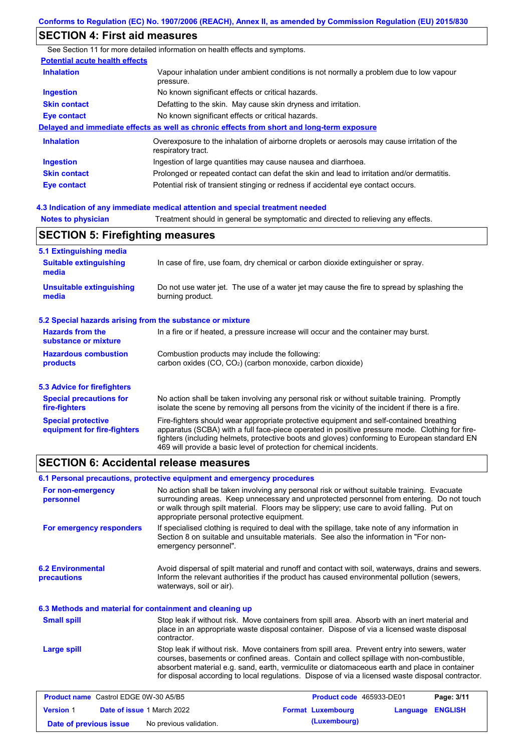## SECTION 4: First aid measures

See Section 11 for more detailed information on health effects and symptoms.

**Potential acute health effects**

| | |
|---|---|
| **Inhalation** | Vapour inhalation under ambient conditions is not normally a problem due to low vapour pressure. |
| **Ingestion** | No known significant effects or critical hazards. |
| **Skin contact** | Defatting to the skin. May cause skin dryness and irritation. |
| **Eye contact** | No known significant effects or critical hazards. |

**Delayed and immediate effects as well as chronic effects from short and long-term exposure**

| | |
|---|---|
| **Inhalation** | Overexposure to the inhalation of airborne droplets or aerosols may cause irritation of the respiratory tract. |
| **Ingestion** | Ingestion of large quantities may cause nausea and diarrhoea. |
| **Skin contact** | Prolonged or repeated contact can defat the skin and lead to irritation and/or dermatitis. |
| **Eye contact** | Potential risk of transient stinging or redness if accidental eye contact occurs. |

### 4.3 Indication of any immediate medical attention and special treatment needed

| | |
|---|---|
| **Notes to physician** | Treatment should in general be symptomatic and directed to relieving any effects. |

## SECTION 5: Firefighting measures

### 5.1 Extinguishing media

| | |
|---|---|
| **Suitable extinguishing media** | In case of fire, use foam, dry chemical or carbon dioxide extinguisher or spray. |
| **Unsuitable extinguishing media** | Do not use water jet. The use of a water jet may cause the fire to spread by splashing the burning product. |

### 5.2 Special hazards arising from the substance or mixture

| | |
|---|---|
| **Hazards from the substance or mixture** | In a fire or if heated, a pressure increase will occur and the container may burst. |
| **Hazardous combustion products** | Combustion products may include the following: carbon oxides (CO, $CO_2$) (carbon monoxide, carbon dioxide) |

### 5.3 Advice for firefighters

| | |
|---|---|
| **Special precautions for fire-fighters** | No action shall be taken involving any personal risk or without suitable training. Promptly isolate the scene by removing all persons from the vicinity of the incident if there is a fire. |
| **Special protective equipment for fire-fighters** | Fire-fighters should wear appropriate protective equipment and self-contained breathing apparatus (SCBA) with a full face-piece operated in positive pressure mode. Clothing for fire-fighters (including helmets, protective boots and gloves) conforming to European standard EN 469 will provide a basic level of protection for chemical incidents. |

## SECTION 6: Accidental release measures

### 6.1 Personal precautions, protective equipment and emergency procedures

| | |
|---|---|
| **For non-emergency personnel** | No action shall be taken involving any personal risk or without suitable training. Evacuate surrounding areas. Keep unnecessary and unprotected personnel from entering. Do not touch or walk through spilt material. Floors may be slippery; use care to avoid falling. Put on appropriate personal protective equipment. |
| **For emergency responders** | If specialised clothing is required to deal with the spillage, take note of any information in Section 8 on suitable and unsuitable materials. See also the information in "For non-emergency personnel". |

| | |
|---|---|
| **6.2 Environmental precautions** | Avoid dispersal of spilt material and runoff and contact with soil, waterways, drains and sewers. Inform the relevant authorities if the product has caused environmental pollution (sewers, waterways, soil or air). |

### 6.3 Methods and material for containment and cleaning up

| | |
|---|---|
| **Small spill** | Stop leak if without risk. Move containers from spill area. Absorb with an inert material and place in an appropriate waste disposal container. Dispose of via a licensed waste disposal contractor. |
| **Large spill** | Stop leak if without risk. Move containers from spill area. Prevent entry into sewers, water courses, basements or confined areas. Contain and collect spillage with non-combustible, absorbent material e.g. sand, earth, vermiculite or diatomaceous earth and place in container for disposal according to local regulations. Dispose of via a licensed waste disposal contractor. |

| | | | |
|---|---|---|---|
| **Product name** Castrol EDGE 0W-30 A5/B5 | | **Product code** 465933-DE01 | |
| **Version** 1 | **Date of issue** 1 March 2022 | **Format** Luxembourg (Luxembourg) | **Language** ENGLISH |
| **Date of previous issue** | No previous validation. | | |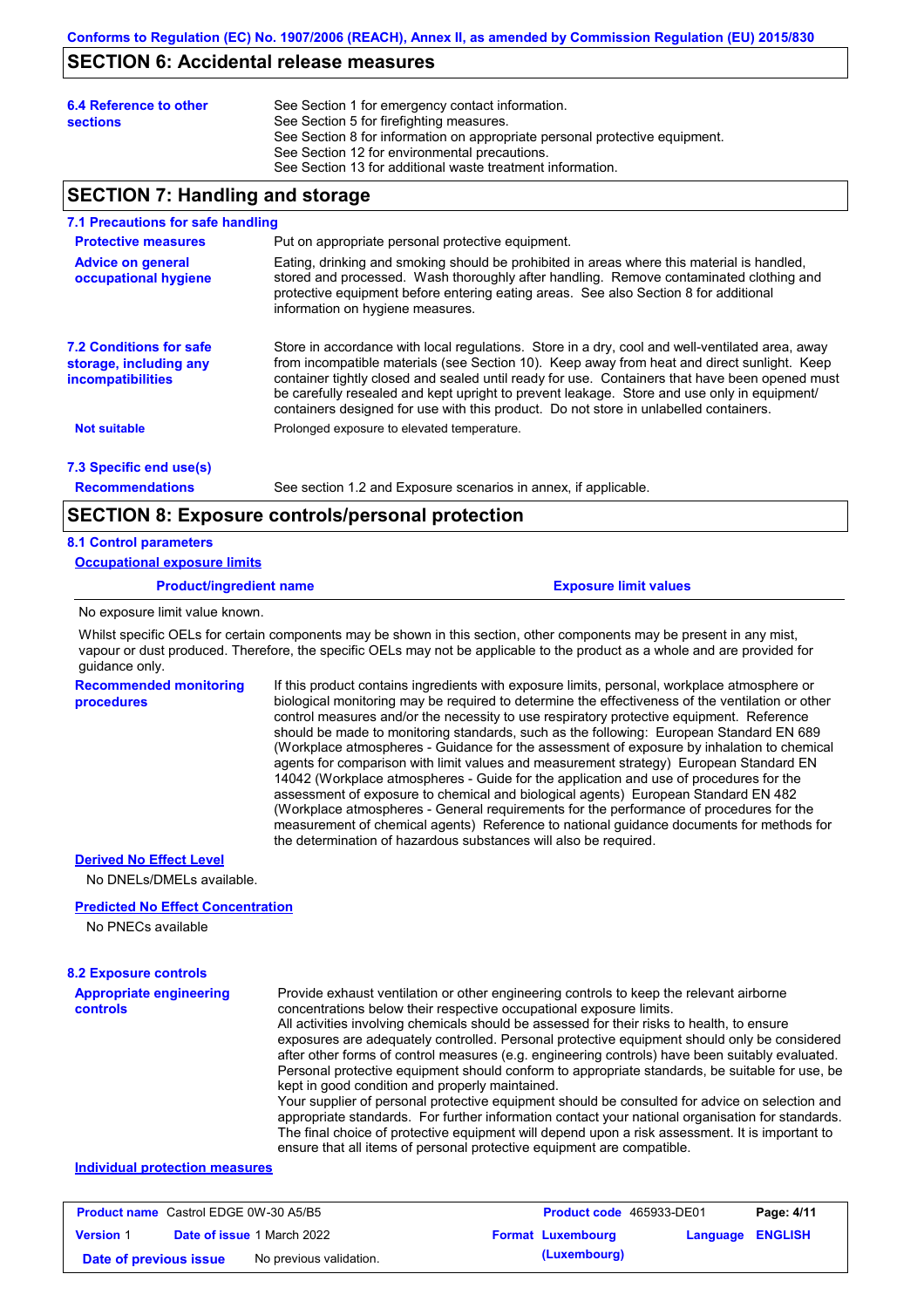## SECTION 6: Accidental release measures

**6.4 Reference to other sections**

See Section 1 for emergency contact information.
See Section 5 for firefighting measures.
See Section 8 for information on appropriate personal protective equipment.
See Section 12 for environmental precautions.
See Section 13 for additional waste treatment information.

## SECTION 7: Handling and storage

### 7.1 Precautions for safe handling

**Protective measures**

Put on appropriate personal protective equipment.

**Advice on general occupational hygiene**

Eating, drinking and smoking should be prohibited in areas where this material is handled, stored and processed. Wash thoroughly after handling. Remove contaminated clothing and protective equipment before entering eating areas. See also Section 8 for additional information on hygiene measures.

### 7.2 Conditions for safe storage, including any incompatibilities

Store in accordance with local regulations. Store in a dry, cool and well-ventilated area, away from incompatible materials (see Section 10). Keep away from heat and direct sunlight. Keep container tightly closed and sealed until ready for use. Containers that have been opened must be carefully resealed and kept upright to prevent leakage. Store and use only in equipment/ containers designed for use with this product. Do not store in unlabelled containers.

**Not suitable**

Prolonged exposure to elevated temperature.

### 7.3 Specific end use(s)

**Recommendations**

See section 1.2 and Exposure scenarios in annex, if applicable.

## SECTION 8: Exposure controls/personal protection

### 8.1 Control parameters

**Occupational exposure limits**

| Product/ingredient name | Exposure limit values |
|---|---|

No exposure limit value known.

Whilst specific OELs for certain components may be shown in this section, other components may be present in any mist, vapour or dust produced. Therefore, the specific OELs may not be applicable to the product as a whole and are provided for guidance only.

**Recommended monitoring procedures**

If this product contains ingredients with exposure limits, personal, workplace atmosphere or biological monitoring may be required to determine the effectiveness of the ventilation or other control measures and/or the necessity to use respiratory protective equipment. Reference should be made to monitoring standards, such as the following: European Standard EN 689 (Workplace atmospheres - Guidance for the assessment of exposure by inhalation to chemical agents for comparison with limit values and measurement strategy) European Standard EN 14042 (Workplace atmospheres - Guide for the application and use of procedures for the assessment of exposure to chemical and biological agents) European Standard EN 482 (Workplace atmospheres - General requirements for the performance of procedures for the measurement of chemical agents) Reference to national guidance documents for methods for the determination of hazardous substances will also be required.

**Derived No Effect Level**

No DNELs/DMELs available.

**Predicted No Effect Concentration**

No PNECs available

### 8.2 Exposure controls

**Appropriate engineering controls**

Provide exhaust ventilation or other engineering controls to keep the relevant airborne concentrations below their respective occupational exposure limits.
All activities involving chemicals should be assessed for their risks to health, to ensure exposures are adequately controlled. Personal protective equipment should only be considered after other forms of control measures (e.g. engineering controls) have been suitably evaluated. Personal protective equipment should conform to appropriate standards, be suitable for use, be kept in good condition and properly maintained.
Your supplier of personal protective equipment should be consulted for advice on selection and appropriate standards. For further information contact your national organisation for standards. The final choice of protective equipment will depend upon a risk assessment. It is important to ensure that all items of personal protective equipment are compatible.

**Individual protection measures**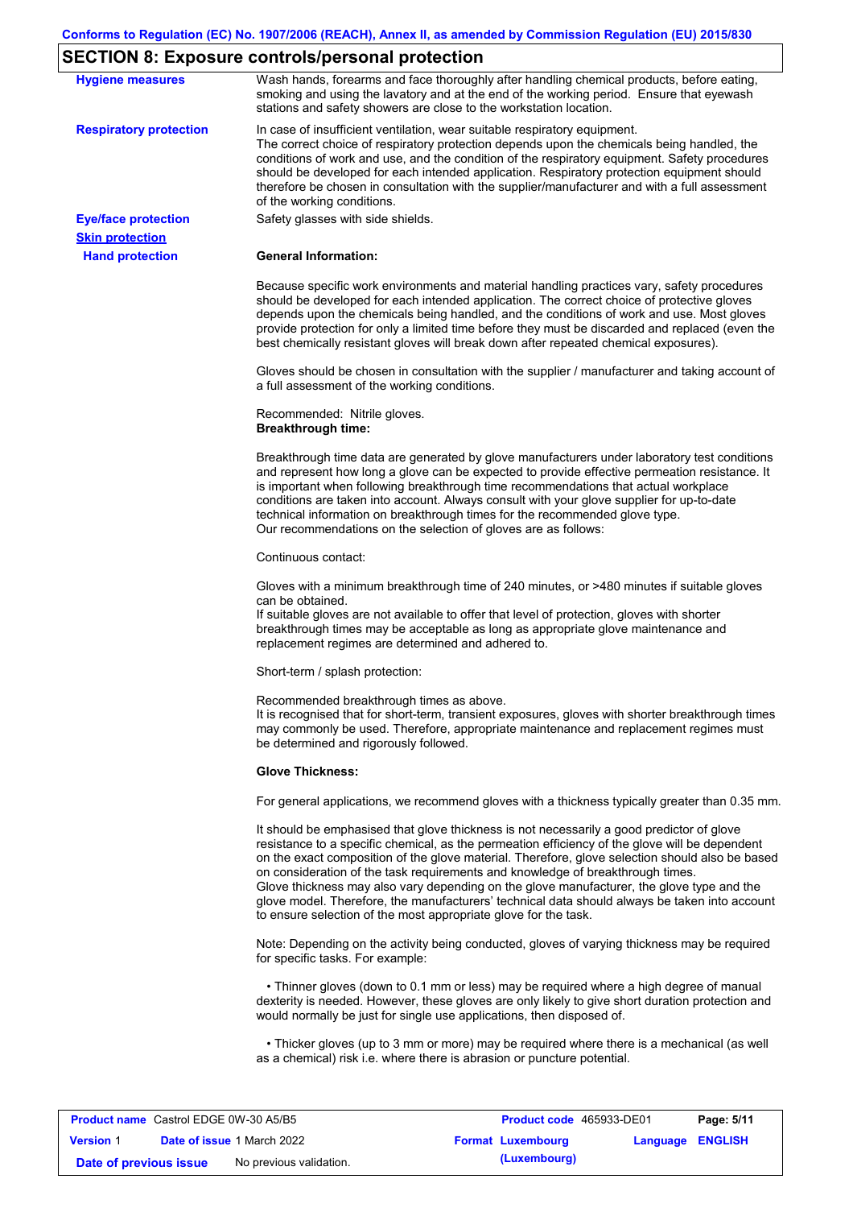## SECTION 8: Exposure controls/personal protection

**Hygiene measures**

Wash hands, forearms and face thoroughly after handling chemical products, before eating, smoking and using the lavatory and at the end of the working period. Ensure that eyewash stations and safety showers are close to the workstation location.

**Respiratory protection**

In case of insufficient ventilation, wear suitable respiratory equipment.
The correct choice of respiratory protection depends upon the chemicals being handled, the conditions of work and use, and the condition of the respiratory equipment. Safety procedures should be developed for each intended application. Respiratory protection equipment should therefore be chosen in consultation with the supplier/manufacturer and with a full assessment of the working conditions.

**Eye/face protection**

Safety glasses with side shields.

**Skin protection**

**Hand protection**

**General Information:**

Because specific work environments and material handling practices vary, safety procedures should be developed for each intended application. The correct choice of protective gloves depends upon the chemicals being handled, and the conditions of work and use. Most gloves provide protection for only a limited time before they must be discarded and replaced (even the best chemically resistant gloves will break down after repeated chemical exposures).

Gloves should be chosen in consultation with the supplier / manufacturer and taking account of a full assessment of the working conditions.

Recommended: Nitrile gloves.
**Breakthrough time:**

Breakthrough time data are generated by glove manufacturers under laboratory test conditions and represent how long a glove can be expected to provide effective permeation resistance. It is important when following breakthrough time recommendations that actual workplace conditions are taken into account. Always consult with your glove supplier for up-to-date technical information on breakthrough times for the recommended glove type.
Our recommendations on the selection of gloves are as follows:

Continuous contact:

Gloves with a minimum breakthrough time of 240 minutes, or >480 minutes if suitable gloves can be obtained.
If suitable gloves are not available to offer that level of protection, gloves with shorter breakthrough times may be acceptable as long as appropriate glove maintenance and replacement regimes are determined and adhered to.

Short-term / splash protection:

Recommended breakthrough times as above.
It is recognised that for short-term, transient exposures, gloves with shorter breakthrough times may commonly be used. Therefore, appropriate maintenance and replacement regimes must be determined and rigorously followed.

**Glove Thickness:**

For general applications, we recommend gloves with a thickness typically greater than 0.35 mm.

It should be emphasised that glove thickness is not necessarily a good predictor of glove resistance to a specific chemical, as the permeation efficiency of the glove will be dependent on the exact composition of the glove material. Therefore, glove selection should also be based on consideration of the task requirements and knowledge of breakthrough times.
Glove thickness may also vary depending on the glove manufacturer, the glove type and the glove model. Therefore, the manufacturers' technical data should always be taken into account to ensure selection of the most appropriate glove for the task.

Note: Depending on the activity being conducted, gloves of varying thickness may be required for specific tasks. For example:

- Thinner gloves (down to 0.1 mm or less) may be required where a high degree of manual dexterity is needed. However, these gloves are only likely to give short duration protection and would normally be just for single use applications, then disposed of.

- Thicker gloves (up to 3 mm or more) may be required where there is a mechanical (as well as a chemical) risk i.e. where there is abrasion or puncture potential.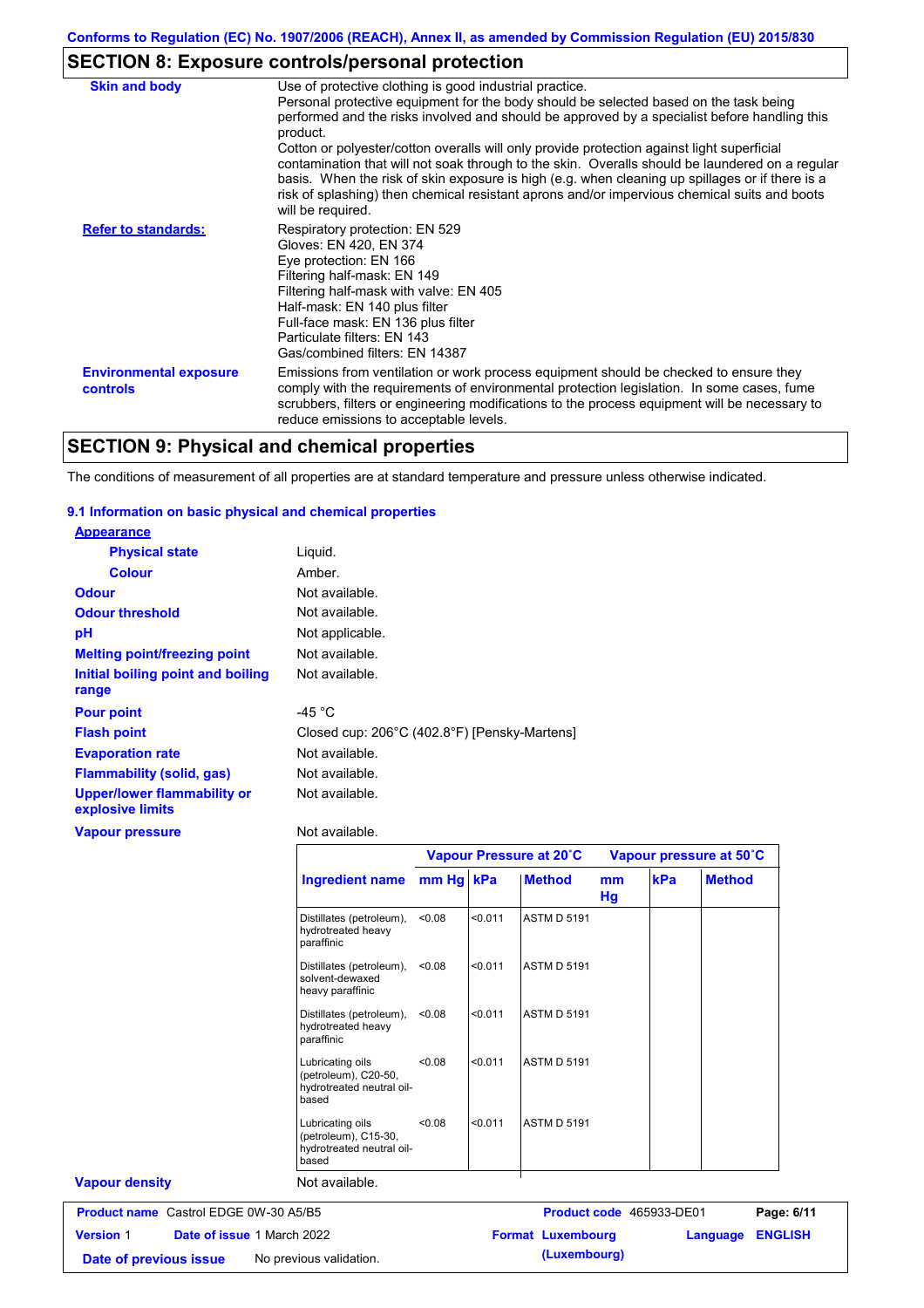## SECTION 8: Exposure controls/personal protection

| | |
|---|---|
| **Skin and body** | Use of protective clothing is good industrial practice. Personal protective equipment for the body should be selected based on the task being performed and the risks involved and should be approved by a specialist before handling this product. Cotton or polyester/cotton overalls will only provide protection against light superficial contamination that will not soak through to the skin. Overalls should be laundered on a regular basis. When the risk of skin exposure is high (e.g. when cleaning up spillages or if there is a risk of splashing) then chemical resistant aprons and/or impervious chemical suits and boots will be required. |
| **Refer to standards:** | Respiratory protection: EN 529<br>Gloves: EN 420, EN 374<br>Eye protection: EN 166<br>Filtering half-mask: EN 149<br>Filtering half-mask with valve: EN 405<br>Half-mask: EN 140 plus filter<br>Full-face mask: EN 136 plus filter<br>Particulate filters: EN 143<br>Gas/combined filters: EN 14387 |
| **Environmental exposure controls** | Emissions from ventilation or work process equipment should be checked to ensure they comply with the requirements of environmental protection legislation. In some cases, fume scrubbers, filters or engineering modifications to the process equipment will be necessary to reduce emissions to acceptable levels. |

## SECTION 9: Physical and chemical properties

The conditions of measurement of all properties are at standard temperature and pressure unless otherwise indicated.

### 9.1 Information on basic physical and chemical properties

**Appearance**

| | |
|---|---|
| **Physical state** | Liquid. |
| **Colour** | Amber. |
| **Odour** | Not available. |
| **Odour threshold** | Not available. |
| **pH** | Not applicable. |
| **Melting point/freezing point** | Not available. |
| **Initial boiling point and boiling range** | Not available. |
| **Pour point** | -45 °C |
| **Flash point** | Closed cup: 206°C (402.8°F) [Pensky-Martens] |
| **Evaporation rate** | Not available. |
| **Flammability (solid, gas)** | Not available. |
| **Upper/lower flammability or explosive limits** | Not available. |
| **Vapour pressure** | Not available. |

| | Vapour Pressure at 20˚C | | | Vapour pressure at 50˚C | | |
|---|---|---|---|---|---|---|
| **Ingredient name** | **mm Hg** | **kPa** | **Method** | **mm Hg** | **kPa** | **Method** |
| Distillates (petroleum), hydrotreated heavy paraffinic | <0.08 | <0.011 | ASTM D 5191 | | | |
| Distillates (petroleum), solvent-dewaxed heavy paraffinic | <0.08 | <0.011 | ASTM D 5191 | | | |
| Distillates (petroleum), hydrotreated heavy paraffinic | <0.08 | <0.011 | ASTM D 5191 | | | |
| Lubricating oils (petroleum), C20-50, hydrotreated neutral oil-based | <0.08 | <0.011 | ASTM D 5191 | | | |
| Lubricating oils (petroleum), C15-30, hydrotreated neutral oil-based | <0.08 | <0.011 | ASTM D 5191 | | | |

| | |
|---|---|
| **Vapour density** | Not available. |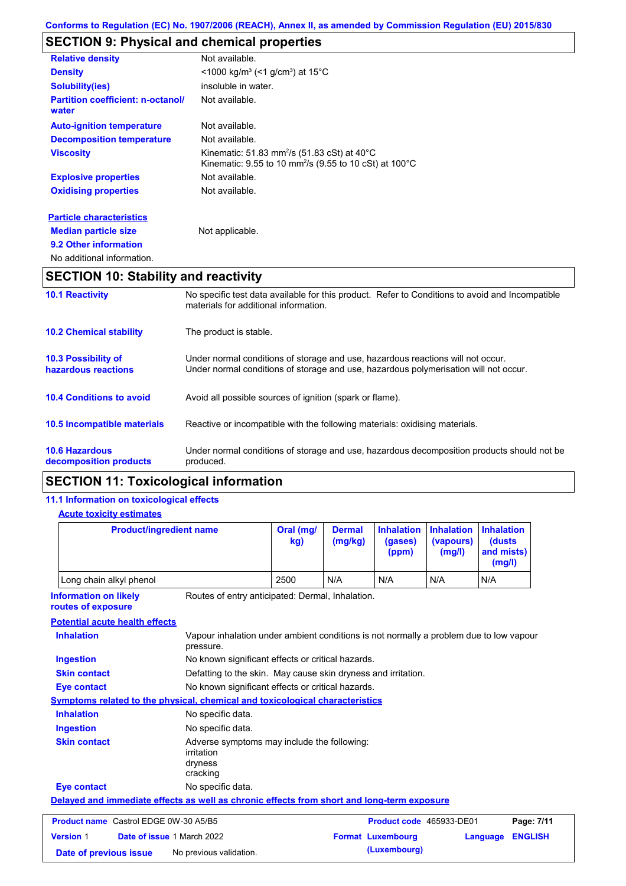Conforms to Regulation (EC) No. 1907/2006 (REACH), Annex II, as amended by Commission Regulation (EU) 2015/830

## SECTION 9: Physical and chemical properties

| | |
|---|---|
| **Relative density** | Not available. |
| **Density** | <1000 kg/m³ (<1 g/cm³) at 15°C |
| **Solubility(ies)** | insoluble in water. |
| **Partition coefficient: n-octanol/water** | Not available. |
| **Auto-ignition temperature** | Not available. |
| **Decomposition temperature** | Not available. |
| **Viscosity** | Kinematic: 51.83 mm²/s (51.83 cSt) at 40°C<br>Kinematic: 9.55 to 10 mm²/s (9.55 to 10 cSt) at 100°C |
| **Explosive properties** | Not available. |
| **Oxidising properties** | Not available. |

**Particle characteristics**

**Median particle size**: Not applicable.

**9.2 Other information**

No additional information.

## SECTION 10: Stability and reactivity

**10.1 Reactivity**: No specific test data available for this product. Refer to Conditions to avoid and Incompatible materials for additional information.

**10.2 Chemical stability**: The product is stable.

**10.3 Possibility of hazardous reactions**: Under normal conditions of storage and use, hazardous reactions will not occur.
Under normal conditions of storage and use, hazardous polymerisation will not occur.

**10.4 Conditions to avoid**: Avoid all possible sources of ignition (spark or flame).

**10.5 Incompatible materials**: Reactive or incompatible with the following materials: oxidising materials.

**10.6 Hazardous decomposition products**: Under normal conditions of storage and use, hazardous decomposition products should not be produced.

## SECTION 11: Toxicological information

**11.1 Information on toxicological effects**

**Acute toxicity estimates**

| Product/ingredient name | Oral (mg/kg) | Dermal (mg/kg) | Inhalation (gases) (ppm) | Inhalation (vapours) (mg/l) | Inhalation (dusts and mists) (mg/l) |
|---|---|---|---|---|---|
| Long chain alkyl phenol | 2500 | N/A | N/A | N/A | N/A |

**Information on likely routes of exposure**: Routes of entry anticipated: Dermal, Inhalation.

**Potential acute health effects**

**Inhalation**: Vapour inhalation under ambient conditions is not normally a problem due to low vapour pressure.

**Ingestion**: No known significant effects or critical hazards.

**Skin contact**: Defatting to the skin. May cause skin dryness and irritation.

**Eye contact**: No known significant effects or critical hazards.

**Symptoms related to the physical, chemical and toxicological characteristics**

**Inhalation**: No specific data.

**Ingestion**: No specific data.

**Skin contact**: Adverse symptoms may include the following:
irritation
dryness
cracking

**Eye contact**: No specific data.

**Delayed and immediate effects as well as chronic effects from short and long-term exposure**

| | | | |
|---|---|---|---|
| **Product name** Castrol EDGE 0W-30 A5/B5 | | **Product code** 465933-DE01 | |
| **Version** 1 | **Date of issue** 1 March 2022 | **Format** Luxembourg (Luxembourg) | **Language** ENGLISH |
| **Date of previous issue** | No previous validation. | | |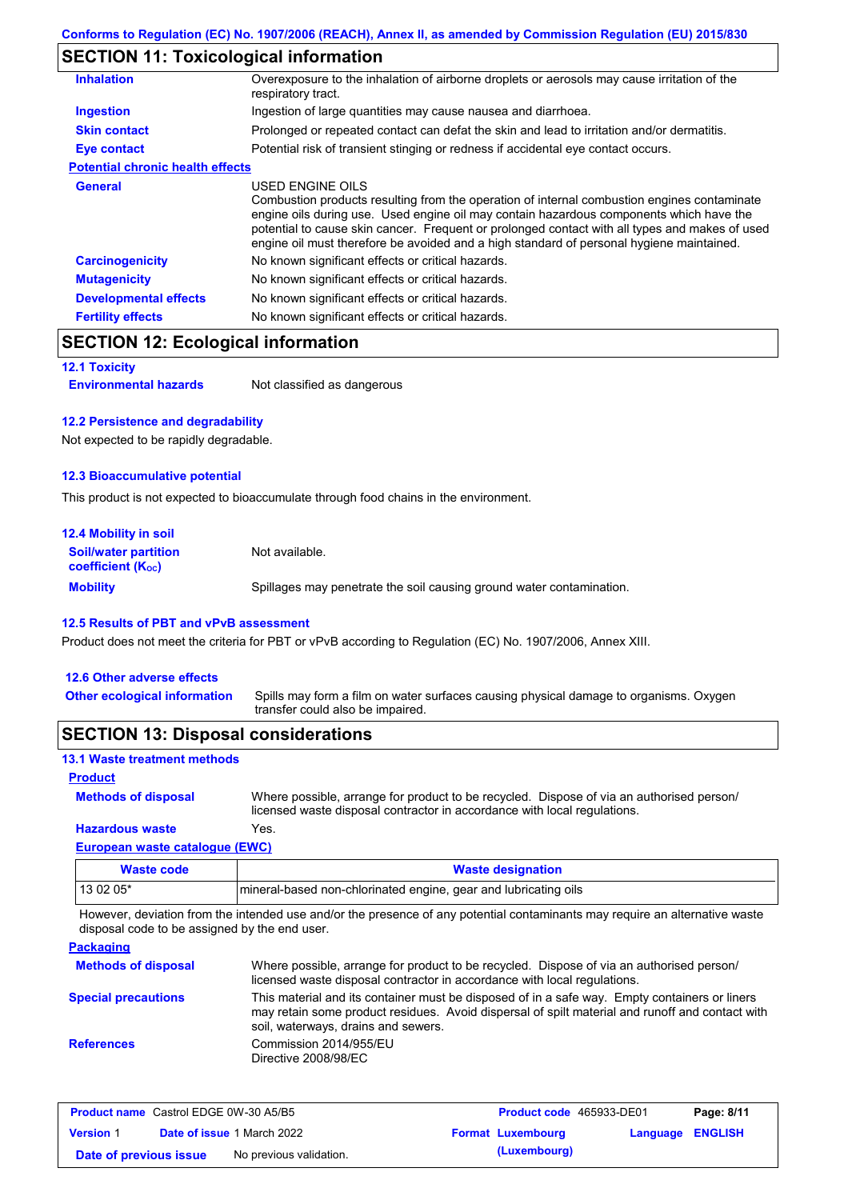Conforms to Regulation (EC) No. 1907/2006 (REACH), Annex II, as amended by Commission Regulation (EU) 2015/830

## SECTION 11: Toxicological information

**Inhalation** Overexposure to the inhalation of airborne droplets or aerosols may cause irritation of the respiratory tract.

**Ingestion** Ingestion of large quantities may cause nausea and diarrhoea.

**Skin contact** Prolonged or repeated contact can defat the skin and lead to irritation and/or dermatitis.

**Eye contact** Potential risk of transient stinging or redness if accidental eye contact occurs.

**Potential chronic health effects**

**General** USED ENGINE OILS
Combustion products resulting from the operation of internal combustion engines contaminate engine oils during use. Used engine oil may contain hazardous components which have the potential to cause skin cancer. Frequent or prolonged contact with all types and makes of used engine oil must therefore be avoided and a high standard of personal hygiene maintained.

**Carcinogenicity** No known significant effects or critical hazards.

**Mutagenicity** No known significant effects or critical hazards.

**Developmental effects** No known significant effects or critical hazards.

**Fertility effects** No known significant effects or critical hazards.

## SECTION 12: Ecological information

### 12.1 Toxicity

**Environmental hazards** Not classified as dangerous

### 12.2 Persistence and degradability

Not expected to be rapidly degradable.

### 12.3 Bioaccumulative potential

This product is not expected to bioaccumulate through food chains in the environment.

### 12.4 Mobility in soil

**Soil/water partition coefficient ($K_{OC}$)** Not available.

**Mobility** Spillages may penetrate the soil causing ground water contamination.

### 12.5 Results of PBT and vPvB assessment

Product does not meet the criteria for PBT or vPvB according to Regulation (EC) No. 1907/2006, Annex XIII.

### 12.6 Other adverse effects

**Other ecological information** Spills may form a film on water surfaces causing physical damage to organisms. Oxygen transfer could also be impaired.

## SECTION 13: Disposal considerations

### 13.1 Waste treatment methods

**Product**

**Methods of disposal** Where possible, arrange for product to be recycled. Dispose of via an authorised person/ licensed waste disposal contractor in accordance with local regulations.

**Hazardous waste** Yes.

**European waste catalogue (EWC)**

| Waste code | Waste designation |
|---|---|
| 13 02 05* | mineral-based non-chlorinated engine, gear and lubricating oils |

However, deviation from the intended use and/or the presence of any potential contaminants may require an alternative waste disposal code to be assigned by the end user.

**Packaging**

**Methods of disposal** Where possible, arrange for product to be recycled. Dispose of via an authorised person/ licensed waste disposal contractor in accordance with local regulations.

**Special precautions** This material and its container must be disposed of in a safe way. Empty containers or liners may retain some product residues. Avoid dispersal of spilt material and runoff and contact with soil, waterways, drains and sewers.

**References** Commission 2014/955/EU
Directive 2008/98/EC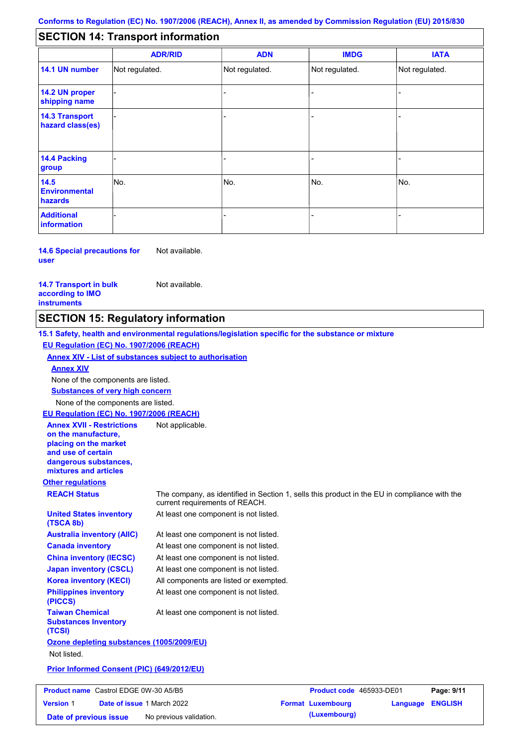Conforms to Regulation (EC) No. 1907/2006 (REACH), Annex II, as amended by Commission Regulation (EU) 2015/830

## SECTION 14: Transport information

| | ADR/RID | ADN | IMDG | IATA |
|---|---|---|---|---|
| **14.1 UN number** | Not regulated. | Not regulated. | Not regulated. | Not regulated. |
| **14.2 UN proper shipping name** | - | - | - | - |
| **14.3 Transport hazard class(es)** | - | - | - | - |
| **14.4 Packing group** | - | - | - | - |
| **14.5 Environmental hazards** | No. | No. | No. | No. |
| **Additional information** | - | - | - | - |

**14.6 Special precautions for user** Not available.

**14.7 Transport in bulk according to IMO instruments** Not available.

## SECTION 15: Regulatory information

**15.1 Safety, health and environmental regulations/legislation specific for the substance or mixture**

**EU Regulation (EC) No. 1907/2006 (REACH)**

**Annex XIV - List of substances subject to authorisation**

**Annex XIV**

None of the components are listed.

**Substances of very high concern**

None of the components are listed.

**EU Regulation (EC) No. 1907/2006 (REACH)**

**Annex XVII - Restrictions on the manufacture, placing on the market and use of certain dangerous substances, mixtures and articles** Not applicable.

**Other regulations**

**REACH Status** The company, as identified in Section 1, sells this product in the EU in compliance with the current requirements of REACH.

**United States inventory (TSCA 8b)** At least one component is not listed.

**Australia inventory (AIIC)** At least one component is not listed.

**Canada inventory** At least one component is not listed.

**China inventory (IECSC)** At least one component is not listed.

**Japan inventory (CSCL)** At least one component is not listed.

**Korea inventory (KECI)** All components are listed or exempted.

**Philippines inventory (PICCS)** At least one component is not listed.

**Taiwan Chemical Substances Inventory (TCSI)** At least one component is not listed.

**Ozone depleting substances (1005/2009/EU)**

Not listed.

**Prior Informed Consent (PIC) (649/2012/EU)**

| **Product name** Castrol EDGE 0W-30 A5/B5 | **Product code** 465933-DE01 | **Page:** 9/11 |
|---|---|---|
| **Version** 1 **Date of issue** 1 March 2022 | **Format** Luxembourg (Luxembourg) | **Language** ENGLISH |
| **Date of previous issue** No previous validation. | | |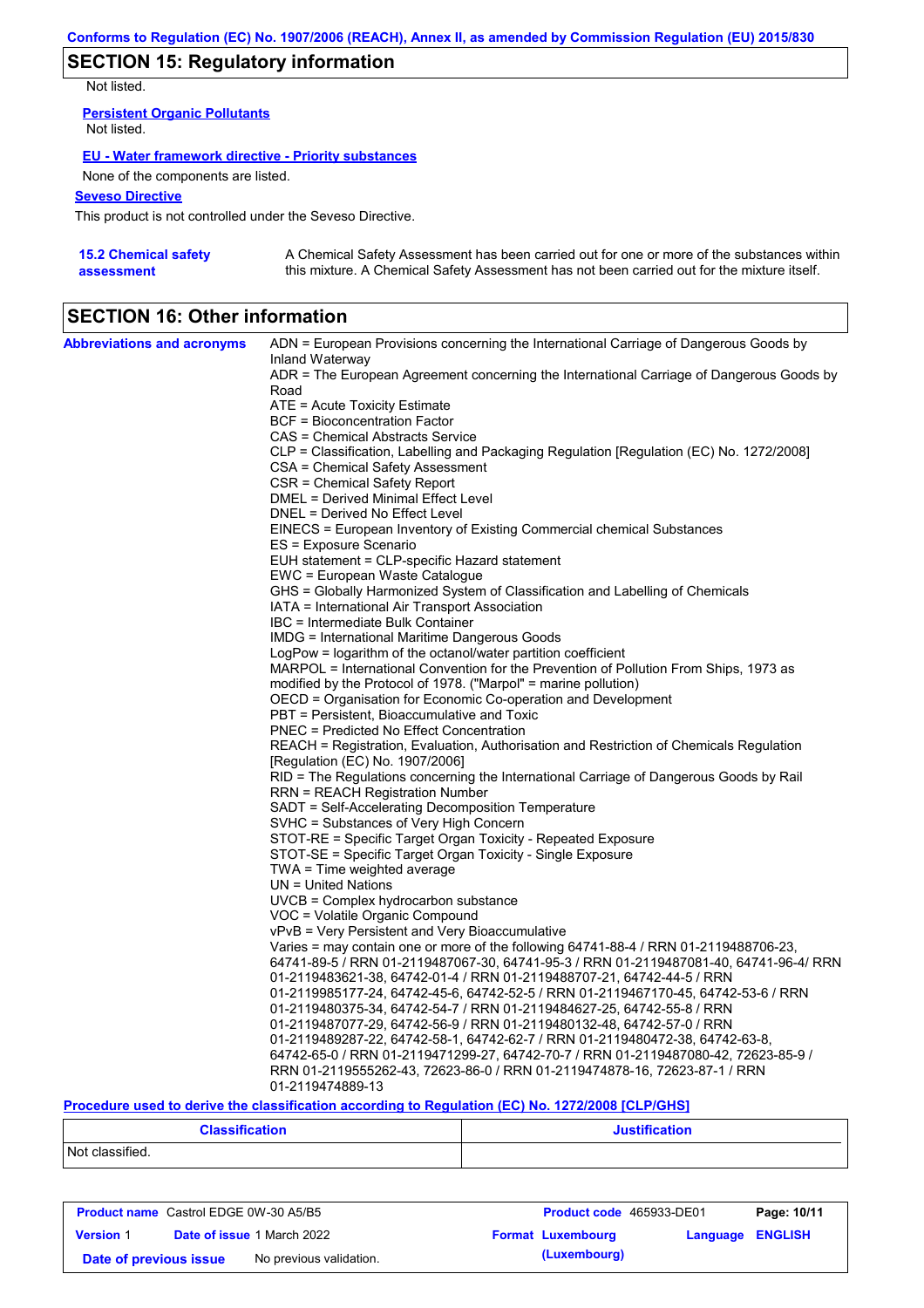## SECTION 15: Regulatory information

Not listed.

**Persistent Organic Pollutants**

Not listed.

**EU - Water framework directive - Priority substances**

None of the components are listed.

**Seveso Directive**

This product is not controlled under the Seveso Directive.

**15.2 Chemical safety assessment**

A Chemical Safety Assessment has been carried out for one or more of the substances within this mixture. A Chemical Safety Assessment has not been carried out for the mixture itself.

## SECTION 16: Other information

**Abbreviations and acronyms**

ADN = European Provisions concerning the International Carriage of Dangerous Goods by Inland Waterway
ADR = The European Agreement concerning the International Carriage of Dangerous Goods by Road
ATE = Acute Toxicity Estimate
BCF = Bioconcentration Factor
CAS = Chemical Abstracts Service
CLP = Classification, Labelling and Packaging Regulation [Regulation (EC) No. 1272/2008]
CSA = Chemical Safety Assessment
CSR = Chemical Safety Report
DMEL = Derived Minimal Effect Level
DNEL = Derived No Effect Level
EINECS = European Inventory of Existing Commercial chemical Substances
ES = Exposure Scenario
EUH statement = CLP-specific Hazard statement
EWC = European Waste Catalogue
GHS = Globally Harmonized System of Classification and Labelling of Chemicals
IATA = International Air Transport Association
IBC = Intermediate Bulk Container
IMDG = International Maritime Dangerous Goods
LogPow = logarithm of the octanol/water partition coefficient
MARPOL = International Convention for the Prevention of Pollution From Ships, 1973 as modified by the Protocol of 1978. ("Marpol" = marine pollution)
OECD = Organisation for Economic Co-operation and Development
PBT = Persistent, Bioaccumulative and Toxic
PNEC = Predicted No Effect Concentration
REACH = Registration, Evaluation, Authorisation and Restriction of Chemicals Regulation [Regulation (EC) No. 1907/2006]
RID = The Regulations concerning the International Carriage of Dangerous Goods by Rail
RRN = REACH Registration Number
SADT = Self-Accelerating Decomposition Temperature
SVHC = Substances of Very High Concern
STOT-RE = Specific Target Organ Toxicity - Repeated Exposure
STOT-SE = Specific Target Organ Toxicity - Single Exposure
TWA = Time weighted average
UN = United Nations
UVCB = Complex hydrocarbon substance
VOC = Volatile Organic Compound
vPvB = Very Persistent and Very Bioaccumulative
Varies = may contain one or more of the following 64741-88-4 / RRN 01-2119488706-23, 64741-89-5 / RRN 01-2119487067-30, 64741-95-3 / RRN 01-2119487081-40, 64741-96-4/ RRN 01-2119483621-38, 64742-01-4 / RRN 01-2119488707-21, 64742-44-5 / RRN 01-2119985177-24, 64742-45-6, 64742-52-5 / RRN 01-2119467170-45, 64742-53-6 / RRN 01-2119480375-34, 64742-54-7 / RRN 01-2119484627-25, 64742-55-8 / RRN 01-2119487077-29, 64742-56-9 / RRN 01-2119480132-48, 64742-57-0 / RRN 01-2119489287-22, 64742-58-1, 64742-62-7 / RRN 01-2119480472-38, 64742-63-8, 64742-65-0 / RRN 01-2119471299-27, 64742-70-7 / RRN 01-2119487080-42, 72623-85-9 / RRN 01-2119555262-43, 72623-86-0 / RRN 01-2119474878-16, 72623-87-1 / RRN 01-2119474889-13

**Procedure used to derive the classification according to Regulation (EC) No. 1272/2008 [CLP/GHS]**

| Classification | Justification |
|---|---|
| Not classified. | |

| Product name Castrol EDGE 0W-30 A5/B5 | Product code 465933-DE01 | Page: 10/11 |
|---|---|---|
| Version 1 — Date of issue 1 March 2022 | Format Luxembourg (Luxembourg) | Language ENGLISH |
| Date of previous issue — No previous validation. | | |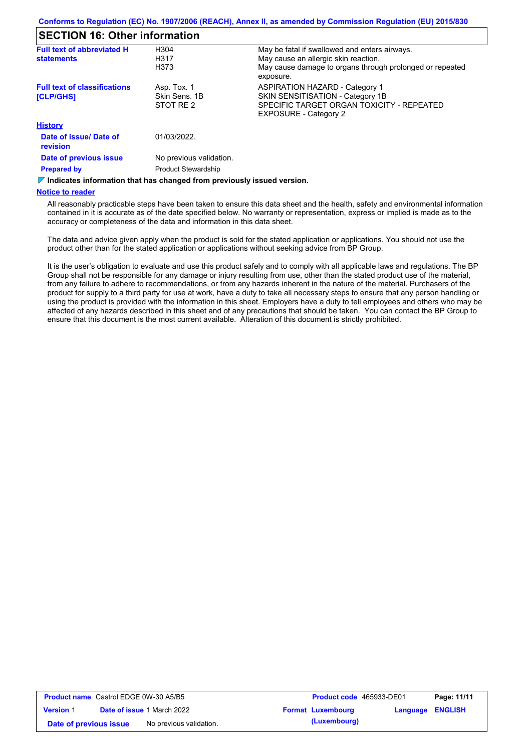## SECTION 16: Other information

| | | |
|---|---|---|
| **Full text of abbreviated H statements** | H304<br>H317<br>H373 | May be fatal if swallowed and enters airways.<br>May cause an allergic skin reaction.<br>May cause damage to organs through prolonged or repeated exposure. |
| **Full text of classifications [CLP/GHS]** | Asp. Tox. 1<br>Skin Sens. 1B<br>STOT RE 2 | ASPIRATION HAZARD - Category 1<br>SKIN SENSITISATION - Category 1B<br>SPECIFIC TARGET ORGAN TOXICITY - REPEATED EXPOSURE - Category 2 |

**History**

| | |
|---|---|
| **Date of issue/ Date of revision** | 01/03/2022. |
| **Date of previous issue** | No previous validation. |
| **Prepared by** | Product Stewardship |

**Indicates information that has changed from previously issued version.**

**Notice to reader**

All reasonably practicable steps have been taken to ensure this data sheet and the health, safety and environmental information contained in it is accurate as of the date specified below. No warranty or representation, express or implied is made as to the accuracy or completeness of the data and information in this data sheet.

The data and advice given apply when the product is sold for the stated application or applications. You should not use the product other than for the stated application or applications without seeking advice from BP Group.

It is the user's obligation to evaluate and use this product safely and to comply with all applicable laws and regulations. The BP Group shall not be responsible for any damage or injury resulting from use, other than the stated product use of the material, from any failure to adhere to recommendations, or from any hazards inherent in the nature of the material. Purchasers of the product for supply to a third party for use at work, have a duty to take all necessary steps to ensure that any person handling or using the product is provided with the information in this sheet. Employers have a duty to tell employees and others who may be affected of any hazards described in this sheet and of any precautions that should be taken. You can contact the BP Group to ensure that this document is the most current available. Alteration of this document is strictly prohibited.